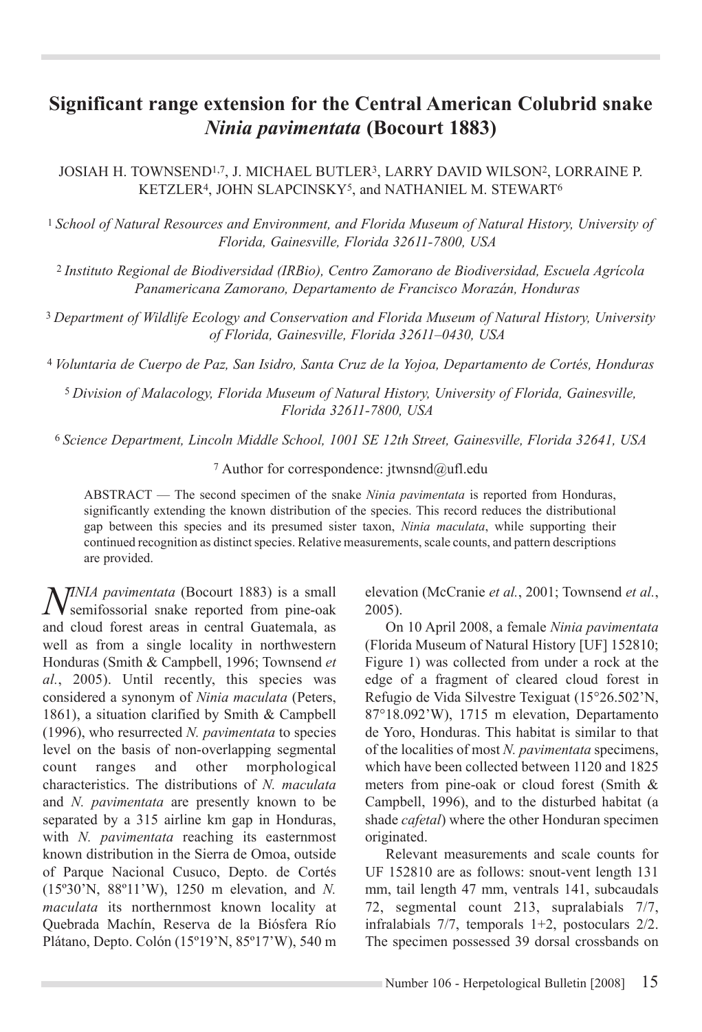# Significant range extension for the Central American Colubrid snake *Ninia pavimentata* (Bocourt 1883)

JOSIAH H. TOWNSEND[1,7], J. MICHAEL BUTLER[3], LARRY DAVID WILSON[2], LORRAINE P. KETZLER[4], JOHN SLAPCINSKY[5], and NATHANIEL M. STEWART[6]

[1] *School of Natural Resources and Environment, and Florida Museum of Natural History, University of Florida, Gainesville, Florida 32611-7800, USA*

[2] *Instituto Regional de Biodiversidad (IRBio), Centro Zamorano de Biodiversidad, Escuela Agrícola Panamericana Zamorano, Departamento de Francisco Morazán, Honduras*

[3] *Department of Wildlife Ecology and Conservation and Florida Museum of Natural History, University of Florida, Gainesville, Florida 32611–0430, USA*

[4] *Voluntaria de Cuerpo de Paz, San Isidro, Santa Cruz de la Yojoa, Departamento de Cortés, Honduras*

[5] *Division of Malacology, Florida Museum of Natural History, University of Florida, Gainesville, Florida 32611-7800, USA*

[6] *Science Department, Lincoln Middle School, 1001 SE 12th Street, Gainesville, Florida 32641, USA*

[7] Author for correspondence: jtwnsnd@ufl.edu

ABSTRACT — The second specimen of the snake *Ninia pavimentata* is reported from Honduras, significantly extending the known distribution of the species. This record reduces the distributional gap between this species and its presumed sister taxon, *Ninia maculata*, while supporting their continued recognition as distinct species. Relative measurements, scale counts, and pattern descriptions are provided.

*NINIA pavimentata* (Bocourt 1883) is a small semifossorial snake reported from pine-oak and cloud forest areas in central Guatemala, as well as from a single locality in northwestern Honduras (Smith & Campbell, 1996; Townsend *et al.*, 2005). Until recently, this species was considered a synonym of *Ninia maculata* (Peters, 1861), a situation clarified by Smith & Campbell (1996), who resurrected *N. pavimentata* to species level on the basis of non-overlapping segmental count ranges and other morphological characteristics. The distributions of *N. maculata* and *N. pavimentata* are presently known to be separated by a 315 airline km gap in Honduras, with *N. pavimentata* reaching its easternmost known distribution in the Sierra de Omoa, outside of Parque Nacional Cusuco, Depto. de Cortés (15º30'N, 88º11'W), 1250 m elevation, and *N. maculata* its northernmost known locality at Quebrada Machín, Reserva de la Biósfera Río Plátano, Depto. Colón (15º19'N, 85º17'W), 540 m elevation (McCranie *et al.*, 2001; Townsend *et al.*, 2005).

On 10 April 2008, a female *Ninia pavimentata* (Florida Museum of Natural History [UF] 152810; Figure 1) was collected from under a rock at the edge of a fragment of cleared cloud forest in Refugio de Vida Silvestre Texiguat (15°26.502'N, 87°18.092'W), 1715 m elevation, Departamento de Yoro, Honduras. This habitat is similar to that of the localities of most *N. pavimentata* specimens, which have been collected between 1120 and 1825 meters from pine-oak or cloud forest (Smith & Campbell, 1996), and to the disturbed habitat (a shade *cafetal*) where the other Honduran specimen originated.

Relevant measurements and scale counts for UF 152810 are as follows: snout-vent length 131 mm, tail length 47 mm, ventrals 141, subcaudals 72, segmental count 213, supralabials 7/7, infralabials 7/7, temporals 1+2, postoculars 2/2. The specimen possessed 39 dorsal crossbands on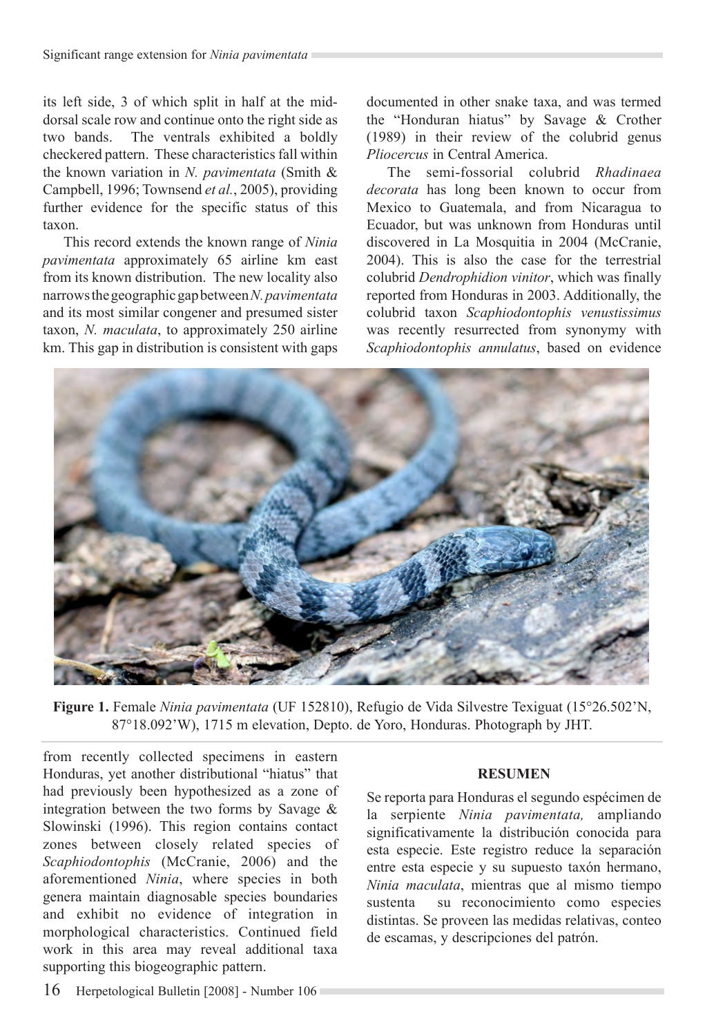its left side, 3 of which split in half at the mid-dorsal scale row and continue onto the right side as two bands. The ventrals exhibited a boldly checkered pattern. These characteristics fall within the known variation in *N. pavimentata* (Smith & Campbell, 1996; Townsend *et al.*, 2005), providing further evidence for the specific status of this taxon.

This record extends the known range of *Ninia pavimentata* approximately 65 airline km east from its known distribution. The new locality also narrows the geographic gap between *N. pavimentata* and its most similar congener and presumed sister taxon, *N. maculata*, to approximately 250 airline km. This gap in distribution is consistent with gaps documented in other snake taxa, and was termed the "Honduran hiatus" by Savage & Crother (1989) in their review of the colubrid genus *Pliocercus* in Central America.

The semi-fossorial colubrid *Rhadinaea decorata* has long been known to occur from Mexico to Guatemala, and from Nicaragua to Ecuador, but was unknown from Honduras until discovered in La Mosquitia in 2004 (McCranie, 2004). This is also the case for the terrestrial colubrid *Dendrophidion vinitor*, which was finally reported from Honduras in 2003. Additionally, the colubrid taxon *Scaphiodontophis venustissimus* was recently resurrected from synonymy with *Scaphiodontophis annulatus*, based on evidence from recently collected specimens in eastern Honduras, yet another distributional "hiatus" that had previously been hypothesized as a zone of integration between the two forms by Savage & Slowinski (1996). This region contains contact zones between closely related species of *Scaphiodontophis* (McCranie, 2006) and the aforementioned *Ninia*, where species in both genera maintain diagnosable species boundaries and exhibit no evidence of integration in morphological characteristics. Continued field work in this area may reveal additional taxa supporting this biogeographic pattern.

**Figure 1.** Female *Ninia pavimentata* (UF 152810), Refugio de Vida Silvestre Texiguat (15°26.502'N, 87°18.092'W), 1715 m elevation, Depto. de Yoro, Honduras. Photograph by JHT.

**RESUMEN**

Se reporta para Honduras el segundo espécimen de la serpiente *Ninia pavimentata,* ampliando significativamente la distribución conocida para esta especie. Este registro reduce la separación entre esta especie y su supuesto taxón hermano, *Ninia maculata*, mientras que al mismo tiempo sustenta su reconocimiento como especies distintas. Se proveen las medidas relativas, conteo de escamas, y descripciones del patrón.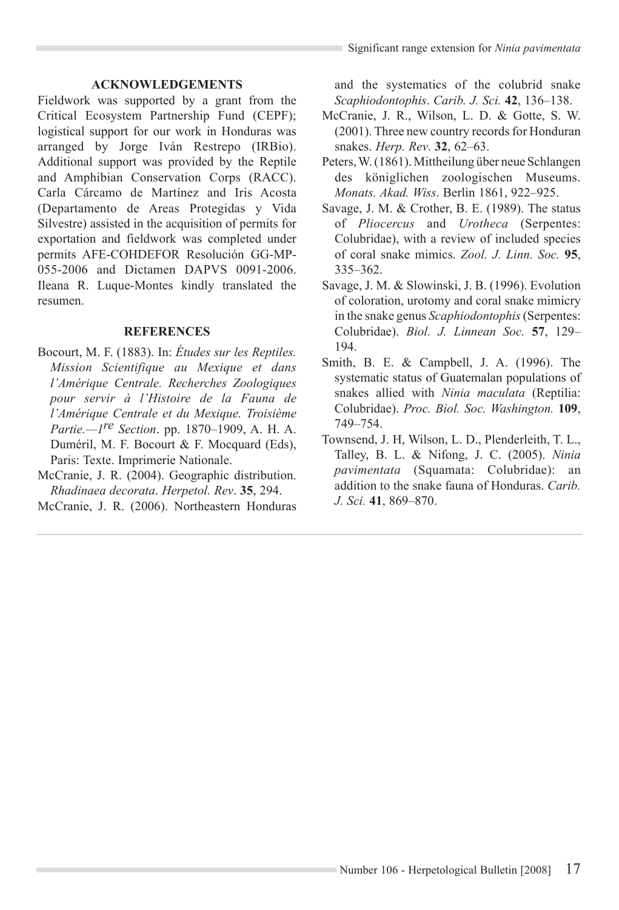## ACKNOWLEDGEMENTS

Fieldwork was supported by a grant from the Critical Ecosystem Partnership Fund (CEPF); logistical support for our work in Honduras was arranged by Jorge Iván Restrepo (IRBio). Additional support was provided by the Reptile and Amphibian Conservation Corps (RACC). Carla Cárcamo de Martínez and Iris Acosta (Departamento de Areas Protegidas y Vida Silvestre) assisted in the acquisition of permits for exportation and fieldwork was completed under permits AFE-COHDEFOR Resolución GG-MP-055-2006 and Dictamen DAPVS 0091-2006. Ileana R. Luque-Montes kindly translated the resumen.

## REFERENCES

Bocourt, M. F. (1883). In: *Études sur les Reptiles. Mission Scientifique au Mexique et dans l'Amérique Centrale. Recherches Zoologiques pour servir à l'Histoire de la Fauna de l'Amérique Centrale et du Mexique. Troisième Partie.—1re Section*. pp. 1870–1909, A. H. A. Duméril, M. F. Bocourt & F. Mocquard (Eds), Paris: Texte. Imprimerie Nationale.

McCranie, J. R. (2004). Geographic distribution. *Rhadinaea decorata*. *Herpetol. Rev*. **35**, 294.

McCranie, J. R. (2006). Northeastern Honduras and the systematics of the colubrid snake *Scaphiodontophis*. *Carib. J. Sci.* **42**, 136–138.

McCranie, J. R., Wilson, L. D. & Gotte, S. W. (2001). Three new country records for Honduran snakes. *Herp. Rev*. **32**, 62–63.

Peters, W. (1861). Mittheilung über neue Schlangen des königlichen zoologischen Museums. *Monats. Akad. Wiss*. Berlin 1861, 922–925.

Savage, J. M. & Crother, B. E. (1989). The status of *Pliocercus* and *Urotheca* (Serpentes: Colubridae), with a review of included species of coral snake mimics. *Zool. J. Linn. Soc.* **95**, 335–362.

Savage, J. M. & Slowinski, J. B. (1996). Evolution of coloration, urotomy and coral snake mimicry in the snake genus *Scaphiodontophis* (Serpentes: Colubridae). *Biol. J. Linnean Soc.* **57**, 129–194.

Smith, B. E. & Campbell, J. A. (1996). The systematic status of Guatemalan populations of snakes allied with *Ninia maculata* (Reptilia: Colubridae). *Proc. Biol. Soc. Washington.* **109**, 749–754.

Townsend, J. H, Wilson, L. D., Plenderleith, T. L., Talley, B. L. & Nifong, J. C. (2005). *Ninia pavimentata* (Squamata: Colubridae): an addition to the snake fauna of Honduras. *Carib. J. Sci.* **41**, 869–870.